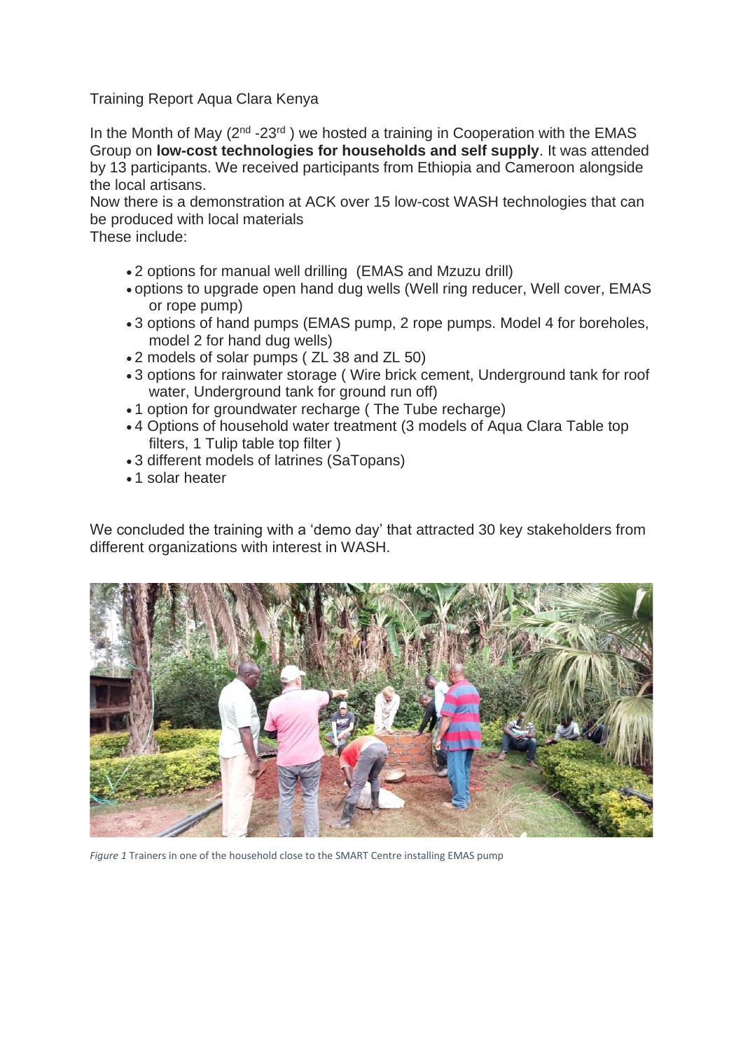Training Report Aqua Clara Kenya

In the Month of May (2nd -23rd ) we hosted a training in Cooperation with the EMAS Group on **low-cost technologies for households and self supply**. It was attended by 13 participants. We received participants from Ethiopia and Cameroon alongside the local artisans.

Now there is a demonstration at ACK over 15 low-cost WASH technologies that can be produced with local materials

These include:

- 2 options for manual well drilling (EMAS and Mzuzu drill)
- options to upgrade open hand dug wells (Well ring reducer, Well cover, EMAS or rope pump)
- 3 options of hand pumps (EMAS pump, 2 rope pumps. Model 4 for boreholes, model 2 for hand dug wells)
- 2 models of solar pumps ( ZL 38 and ZL 50)
- 3 options for rainwater storage ( Wire brick cement, Underground tank for roof water, Underground tank for ground run off)
- 1 option for groundwater recharge ( The Tube recharge)
- 4 Options of household water treatment (3 models of Aqua Clara Table top filters, 1 Tulip table top filter )
- 3 different models of latrines (SaTopans)
- 1 solar heater

We concluded the training with a 'demo day' that attracted 30 key stakeholders from different organizations with interest in WASH.

*Figure 1* Trainers in one of the household close to the SMART Centre installing EMAS pump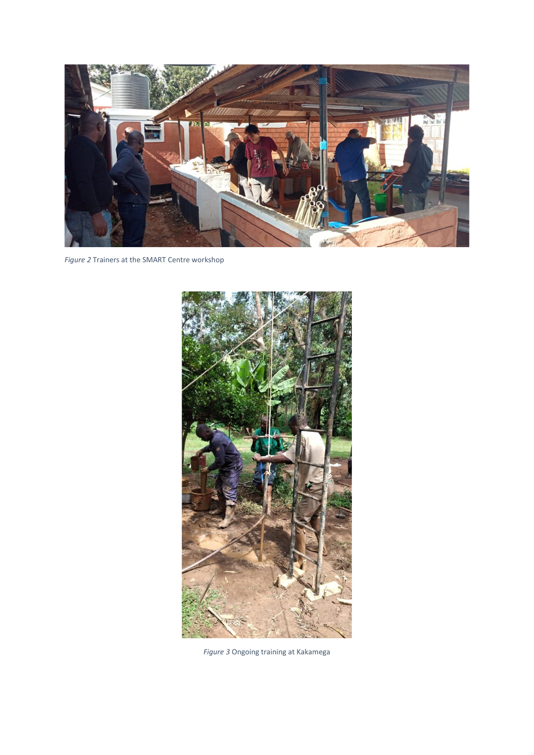*Figure 2* Trainers at the SMART Centre workshop

*Figure 3* Ongoing training at Kakamega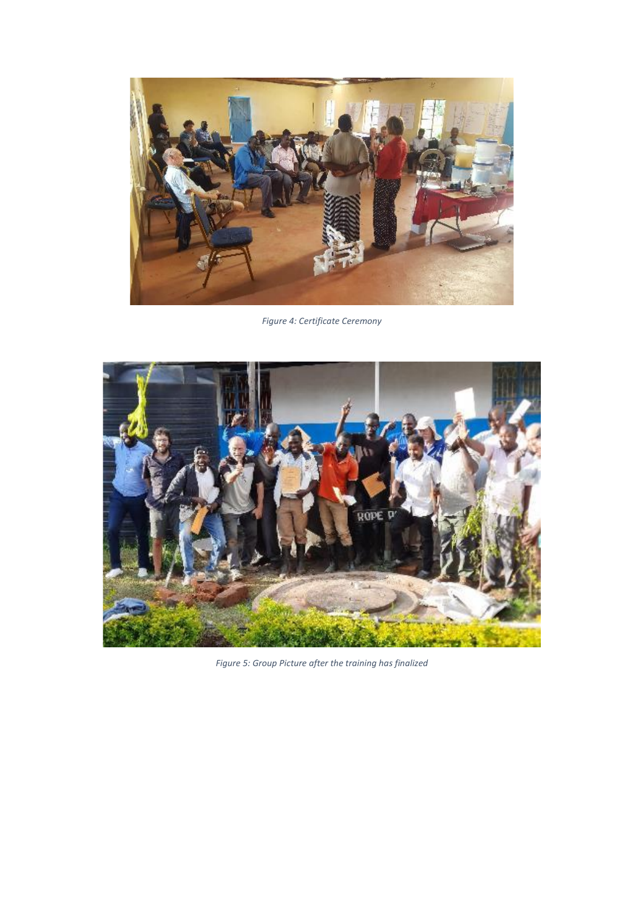*Figure 4: Certificate Ceremony*

*Figure 5: Group Picture after the training has finalized*